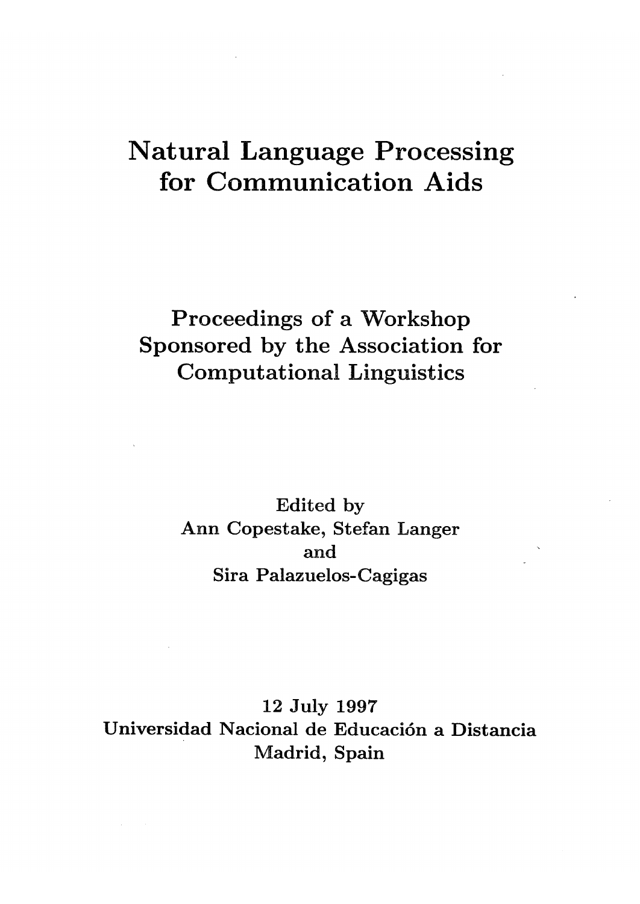# Natural Language Processing for Communication Aids

## Proceedings of a Workshop Sponsored by the Association for Computational Linguistics

Edited by
Ann Copestake, Stefan Langer
and
Sira Palazuelos-Cagigas

12 July 1997
Universidad Nacional de Educación a Distancia
Madrid, Spain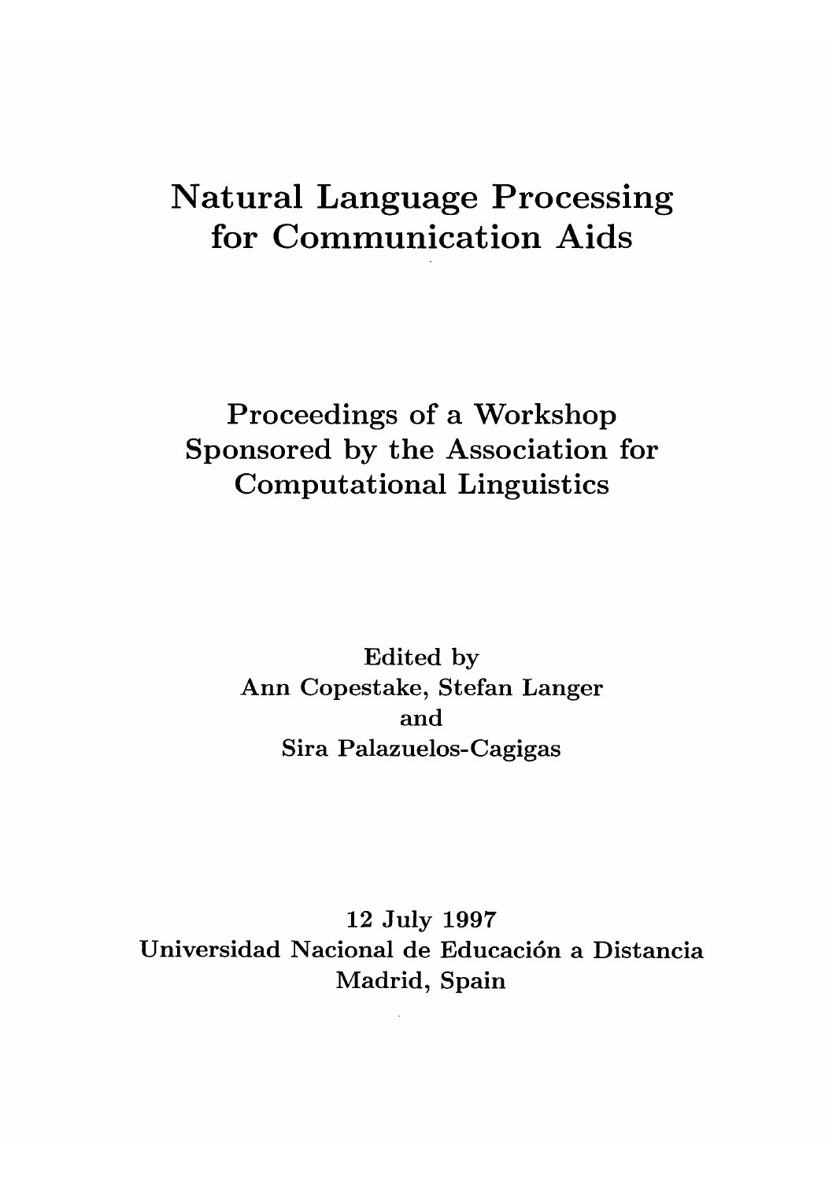# Natural Language Processing for Communication Aids

## Proceedings of a Workshop Sponsored by the Association for Computational Linguistics

Edited by
Ann Copestake, Stefan Langer
and
Sira Palazuelos-Cagigas

12 July 1997
Universidad Nacional de Educación a Distancia
Madrid, Spain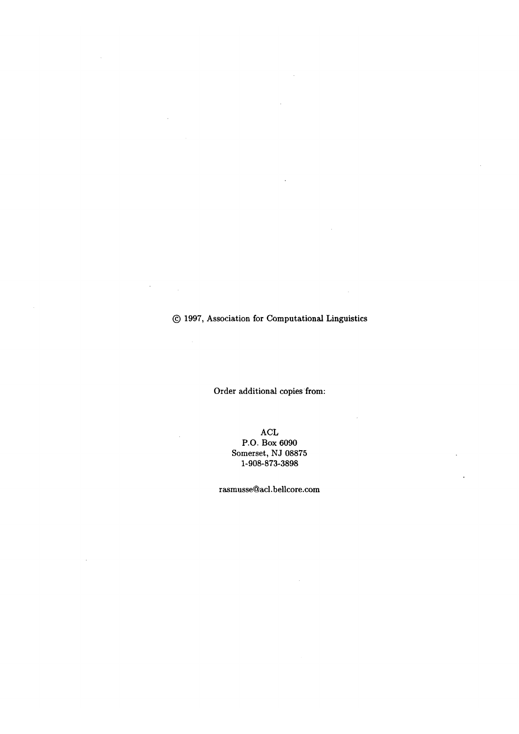© 1997, Association for Computational Linguistics

Order additional copies from:

ACL
P.O. Box 6090
Somerset, NJ 08875
1-908-873-3898

rasmusse@acl.bellcore.com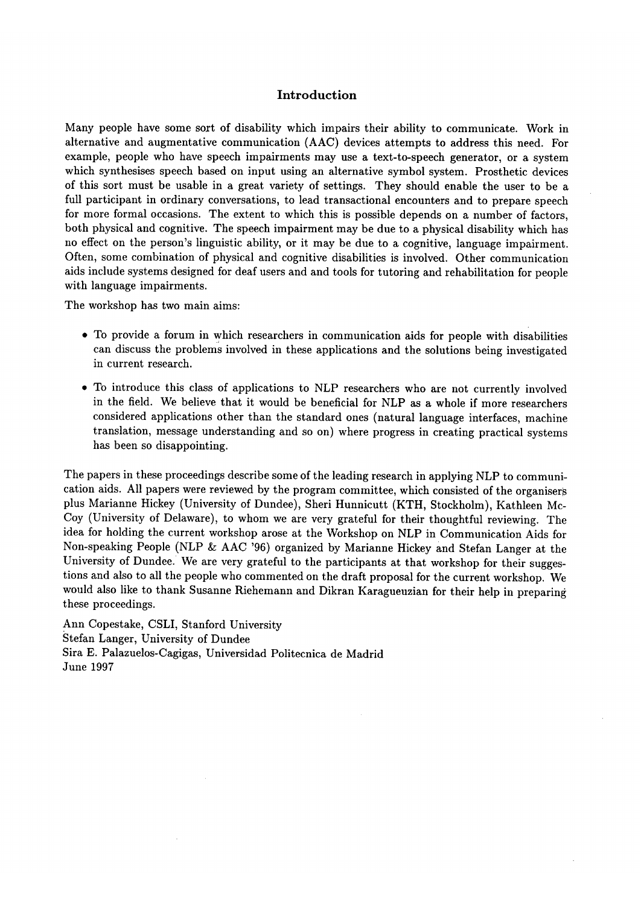## Introduction

Many people have some sort of disability which impairs their ability to communicate. Work in alternative and augmentative communication (AAC) devices attempts to address this need. For example, people who have speech impairments may use a text-to-speech generator, or a system which synthesises speech based on input using an alternative symbol system. Prosthetic devices of this sort must be usable in a great variety of settings. They should enable the user to be a full participant in ordinary conversations, to lead transactional encounters and to prepare speech for more formal occasions. The extent to which this is possible depends on a number of factors, both physical and cognitive. The speech impairment may be due to a physical disability which has no effect on the person's linguistic ability, or it may be due to a cognitive, language impairment. Often, some combination of physical and cognitive disabilities is involved. Other communication aids include systems designed for deaf users and and tools for tutoring and rehabilitation for people with language impairments.

The workshop has two main aims:

- To provide a forum in which researchers in communication aids for people with disabilities can discuss the problems involved in these applications and the solutions being investigated in current research.
- To introduce this class of applications to NLP researchers who are not currently involved in the field. We believe that it would be beneficial for NLP as a whole if more researchers considered applications other than the standard ones (natural language interfaces, machine translation, message understanding and so on) where progress in creating practical systems has been so disappointing.

The papers in these proceedings describe some of the leading research in applying NLP to communication aids. All papers were reviewed by the program committee, which consisted of the organisers plus Marianne Hickey (University of Dundee), Sheri Hunnicutt (KTH, Stockholm), Kathleen McCoy (University of Delaware), to whom we are very grateful for their thoughtful reviewing. The idea for holding the current workshop arose at the Workshop on NLP in Communication Aids for Non-speaking People (NLP & AAC '96) organized by Marianne Hickey and Stefan Langer at the University of Dundee. We are very grateful to the participants at that workshop for their suggestions and also to all the people who commented on the draft proposal for the current workshop. We would also like to thank Susanne Riehemann and Dikran Karagueuzian for their help in preparing these proceedings.

Ann Copestake, CSLI, Stanford University
Stefan Langer, University of Dundee
Sira E. Palazuelos-Cagigas, Universidad Politecnica de Madrid
June 1997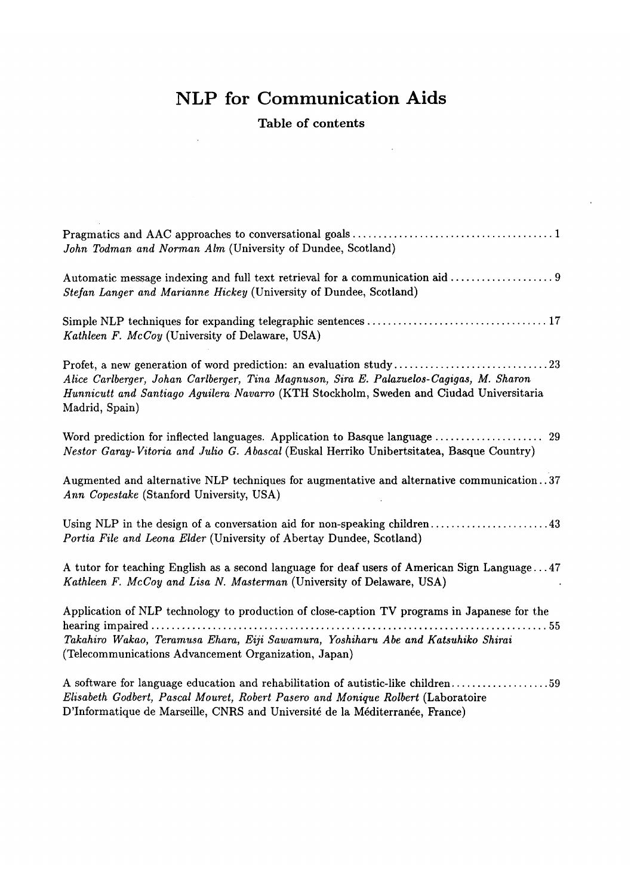# NLP for Communication Aids

## Table of contents

Pragmatics and AAC approaches to conversational goals .......... 1
*John Todman and Norman Alm* (University of Dundee, Scotland)

Automatic message indexing and full text retrieval for a communication aid .......... 9
*Stefan Langer and Marianne Hickey* (University of Dundee, Scotland)

Simple NLP techniques for expanding telegraphic sentences .......... 17
*Kathleen F. McCoy* (University of Delaware, USA)

Profet, a new generation of word prediction: an evaluation study .......... 23
*Alice Carlberger, Johan Carlberger, Tina Magnuson, Sira E. Palazuelos-Cagigas, M. Sharon Hunnicutt and Santiago Aguilera Navarro* (KTH Stockholm, Sweden and Ciudad Universitaria Madrid, Spain)

Word prediction for inflected languages. Application to Basque language .......... 29
*Nestor Garay-Vitoria and Julio G. Abascal* (Euskal Herriko Unibertsitatea, Basque Country)

Augmented and alternative NLP techniques for augmentative and alternative communication .. 37
*Ann Copestake* (Stanford University, USA)

Using NLP in the design of a conversation aid for non-speaking children .......... 43
*Portia File and Leona Elder* (University of Abertay Dundee, Scotland)

A tutor for teaching English as a second language for deaf users of American Sign Language ... 47
*Kathleen F. McCoy and Lisa N. Masterman* (University of Delaware, USA)

Application of NLP technology to production of close-caption TV programs in Japanese for the hearing impaired .......... 55
*Takahiro Wakao, Teramusa Ehara, Eiji Sawamura, Yoshiharu Abe and Katsuhiko Shirai* (Telecommunications Advancement Organization, Japan)

A software for language education and rehabilitation of autistic-like children .......... 59
*Elisabeth Godbert, Pascal Mouret, Robert Pasero and Monique Rolbert* (Laboratoire D'Informatique de Marseille, CNRS and Université de la Méditerranée, France)